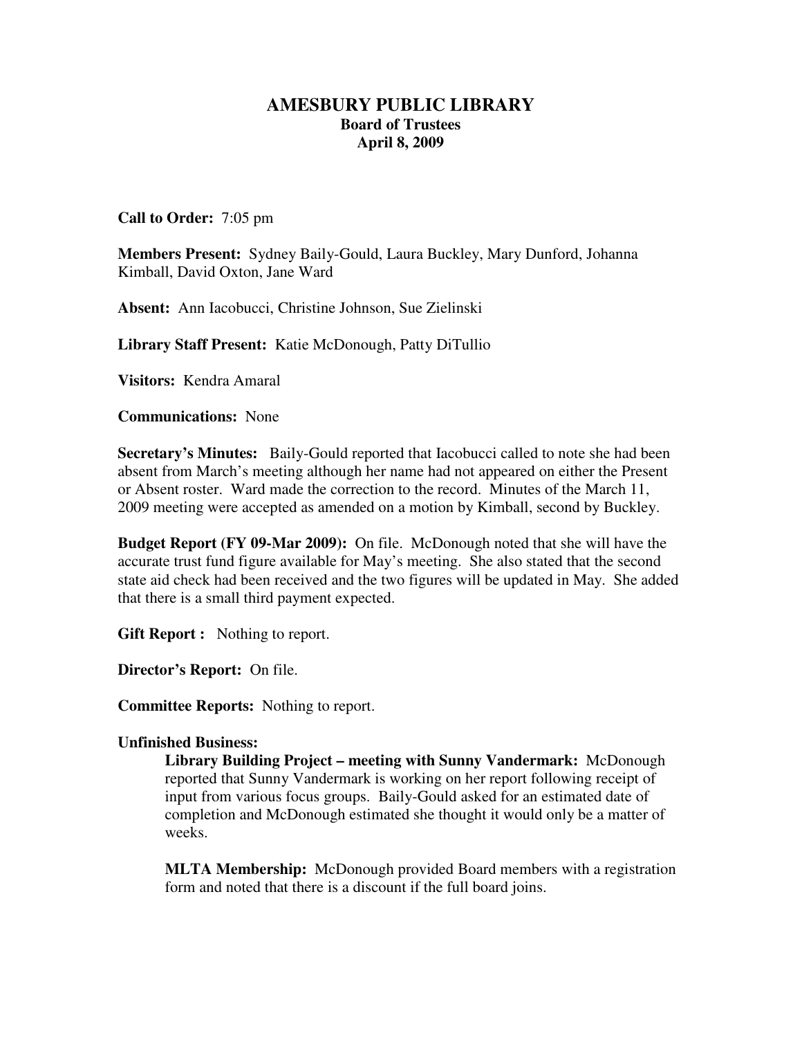# AMESBURY PUBLIC LIBRARY

## Board of Trustees

## April 8, 2009

**Call to Order:** 7:05 pm

**Members Present:** Sydney Baily-Gould, Laura Buckley, Mary Dunford, Johanna Kimball, David Oxton, Jane Ward

**Absent:** Ann Iacobucci, Christine Johnson, Sue Zielinski

**Library Staff Present:** Katie McDonough, Patty DiTullio

**Visitors:** Kendra Amaral

**Communications:** None

**Secretary's Minutes:** Baily-Gould reported that Iacobucci called to note she had been absent from March's meeting although her name had not appeared on either the Present or Absent roster. Ward made the correction to the record. Minutes of the March 11, 2009 meeting were accepted as amended on a motion by Kimball, second by Buckley.

**Budget Report (FY 09-Mar 2009):** On file. McDonough noted that she will have the accurate trust fund figure available for May's meeting. She also stated that the second state aid check had been received and the two figures will be updated in May. She added that there is a small third payment expected.

**Gift Report :** Nothing to report.

**Director's Report:** On file.

**Committee Reports:** Nothing to report.

**Unfinished Business:**

**Library Building Project – meeting with Sunny Vandermark:** McDonough reported that Sunny Vandermark is working on her report following receipt of input from various focus groups. Baily-Gould asked for an estimated date of completion and McDonough estimated she thought it would only be a matter of weeks.

**MLTA Membership:** McDonough provided Board members with a registration form and noted that there is a discount if the full board joins.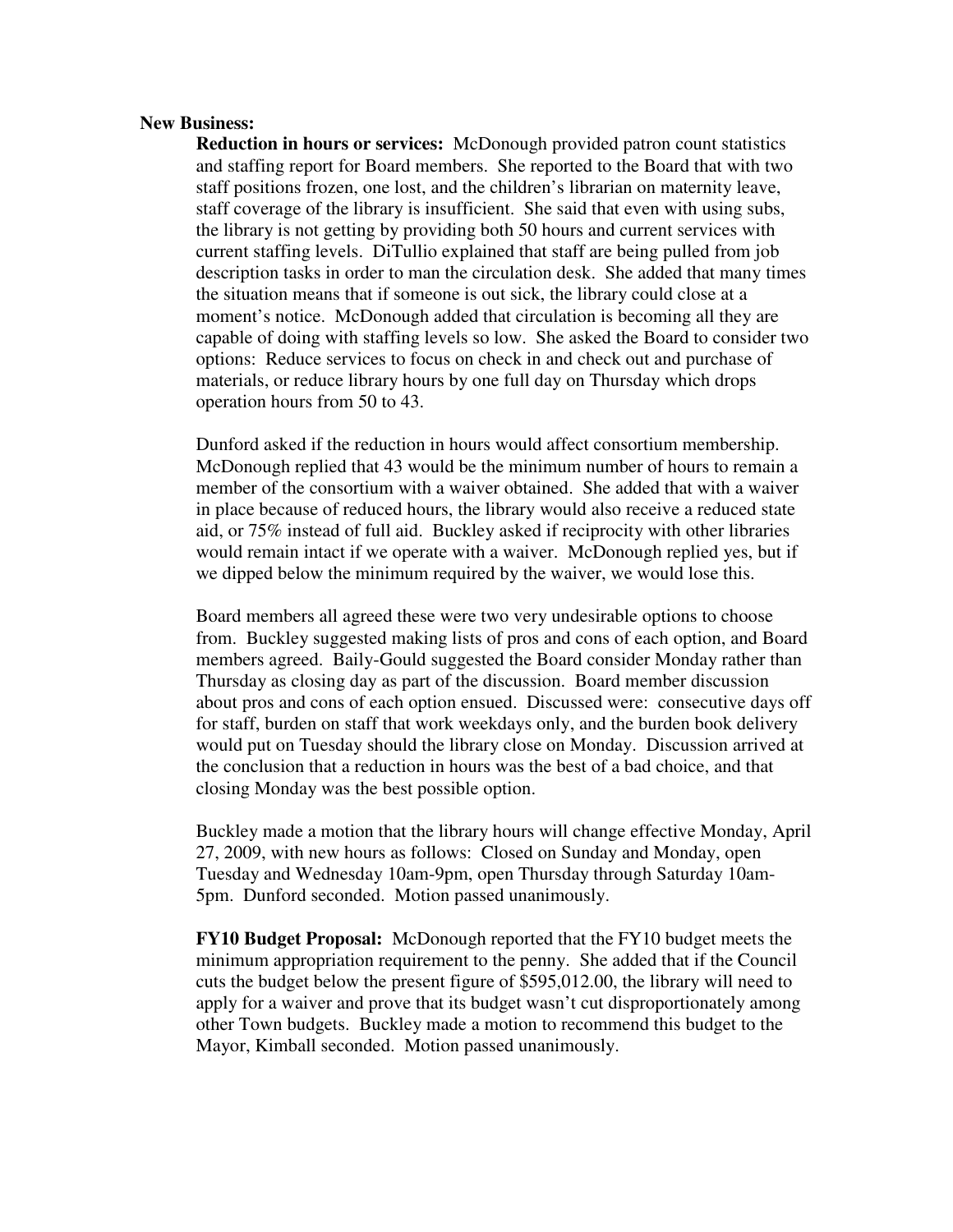**New Business:**

**Reduction in hours or services:** McDonough provided patron count statistics and staffing report for Board members. She reported to the Board that with two staff positions frozen, one lost, and the children's librarian on maternity leave, staff coverage of the library is insufficient. She said that even with using subs, the library is not getting by providing both 50 hours and current services with current staffing levels. DiTullio explained that staff are being pulled from job description tasks in order to man the circulation desk. She added that many times the situation means that if someone is out sick, the library could close at a moment's notice. McDonough added that circulation is becoming all they are capable of doing with staffing levels so low. She asked the Board to consider two options: Reduce services to focus on check in and check out and purchase of materials, or reduce library hours by one full day on Thursday which drops operation hours from 50 to 43.

Dunford asked if the reduction in hours would affect consortium membership. McDonough replied that 43 would be the minimum number of hours to remain a member of the consortium with a waiver obtained. She added that with a waiver in place because of reduced hours, the library would also receive a reduced state aid, or 75% instead of full aid. Buckley asked if reciprocity with other libraries would remain intact if we operate with a waiver. McDonough replied yes, but if we dipped below the minimum required by the waiver, we would lose this.

Board members all agreed these were two very undesirable options to choose from. Buckley suggested making lists of pros and cons of each option, and Board members agreed. Baily-Gould suggested the Board consider Monday rather than Thursday as closing day as part of the discussion. Board member discussion about pros and cons of each option ensued. Discussed were: consecutive days off for staff, burden on staff that work weekdays only, and the burden book delivery would put on Tuesday should the library close on Monday. Discussion arrived at the conclusion that a reduction in hours was the best of a bad choice, and that closing Monday was the best possible option.

Buckley made a motion that the library hours will change effective Monday, April 27, 2009, with new hours as follows: Closed on Sunday and Monday, open Tuesday and Wednesday 10am-9pm, open Thursday through Saturday 10am-5pm. Dunford seconded. Motion passed unanimously.

**FY10 Budget Proposal:** McDonough reported that the FY10 budget meets the minimum appropriation requirement to the penny. She added that if the Council cuts the budget below the present figure of $595,012.00, the library will need to apply for a waiver and prove that its budget wasn't cut disproportionately among other Town budgets. Buckley made a motion to recommend this budget to the Mayor, Kimball seconded. Motion passed unanimously.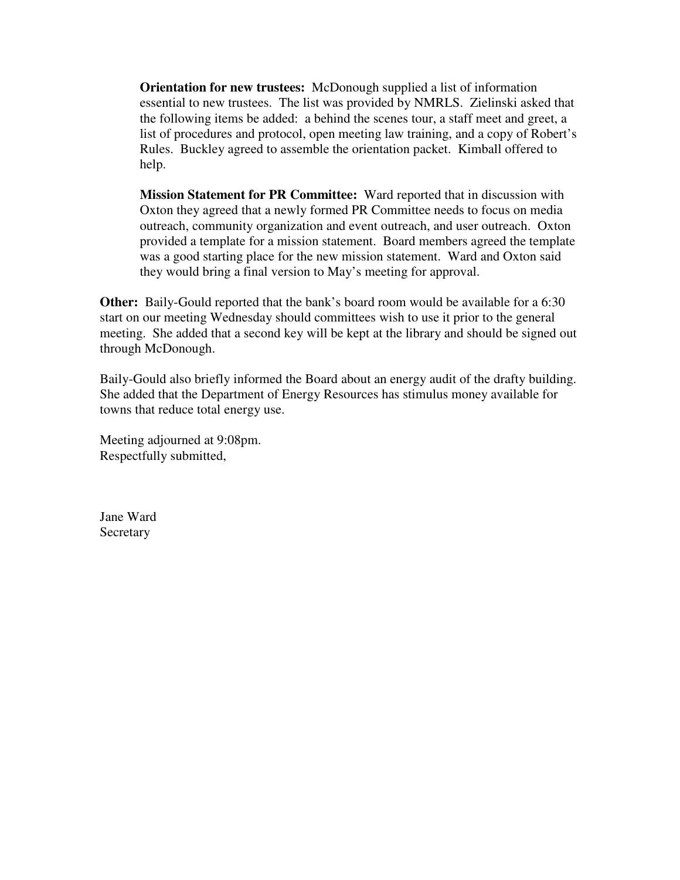**Orientation for new trustees:** McDonough supplied a list of information essential to new trustees. The list was provided by NMRLS. Zielinski asked that the following items be added: a behind the scenes tour, a staff meet and greet, a list of procedures and protocol, open meeting law training, and a copy of Robert's Rules. Buckley agreed to assemble the orientation packet. Kimball offered to help.

**Mission Statement for PR Committee:** Ward reported that in discussion with Oxton they agreed that a newly formed PR Committee needs to focus on media outreach, community organization and event outreach, and user outreach. Oxton provided a template for a mission statement. Board members agreed the template was a good starting place for the new mission statement. Ward and Oxton said they would bring a final version to May's meeting for approval.

**Other:** Baily-Gould reported that the bank's board room would be available for a 6:30 start on our meeting Wednesday should committees wish to use it prior to the general meeting. She added that a second key will be kept at the library and should be signed out through McDonough.

Baily-Gould also briefly informed the Board about an energy audit of the drafty building. She added that the Department of Energy Resources has stimulus money available for towns that reduce total energy use.

Meeting adjourned at 9:08pm.
Respectfully submitted,

Jane Ward
Secretary